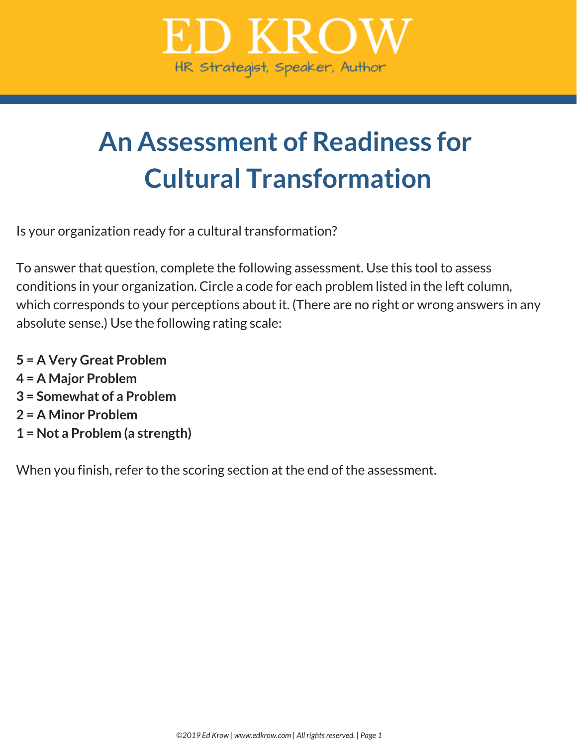# ED KROW

HR Strategist, Speaker, Author

# An Assessment of Readiness for Cultural Transformation

Is your organization ready for a cultural transformation?

To answer that question, complete the following assessment. Use this tool to assess conditions in your organization. Circle a code for each problem listed in the left column, which corresponds to your perceptions about it. (There are no right or wrong answers in any absolute sense.) Use the following rating scale:

**5 = A Very Great Problem**
**4 = A Major Problem**
**3 = Somewhat of a Problem**
**2 = A Minor Problem**
**1 = Not a Problem (a strength)**

When you finish, refer to the scoring section at the end of the assessment.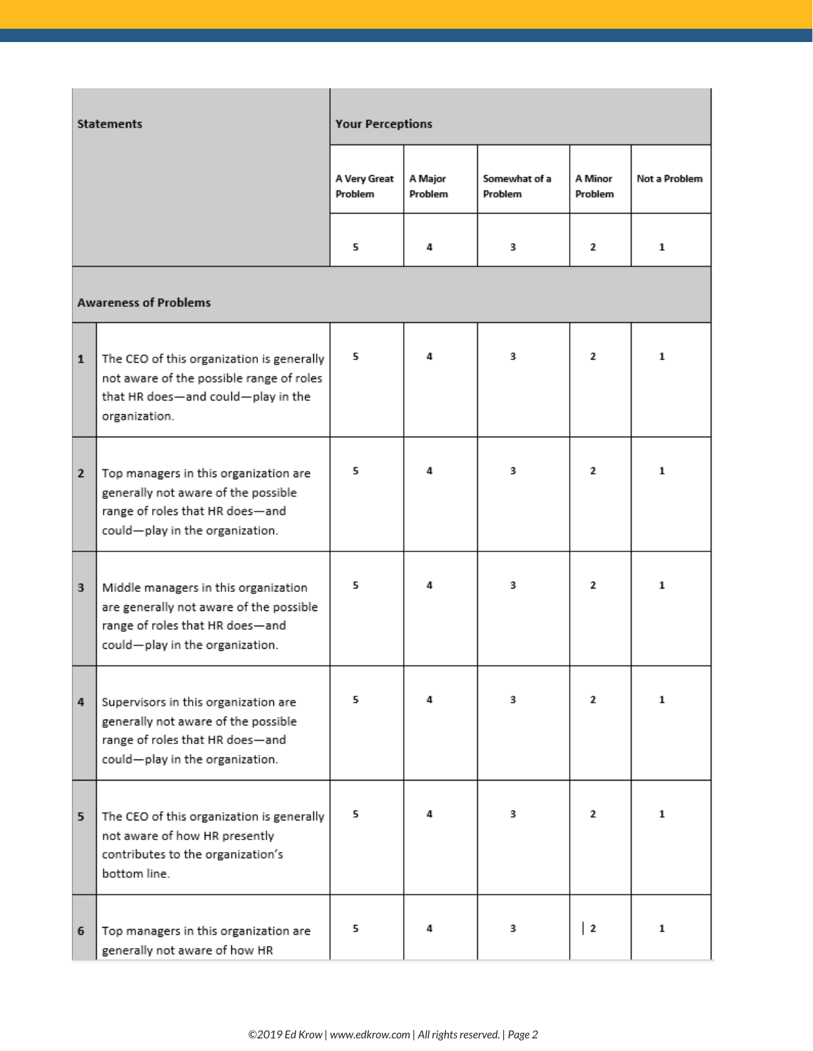| | Statements | Your Perceptions | | | | |
|---|---|---|---|---|---|---|
| | | A Very Great Problem | A Major Problem | Somewhat of a Problem | A Minor Problem | Not a Problem |
| | | 5 | 4 | 3 | 2 | 1 |
| | **Awareness of Problems** | | | | | |
| 1 | The CEO of this organization is generally not aware of the possible range of roles that HR does—and could—play in the organization. | 5 | 4 | 3 | 2 | 1 |
| 2 | Top managers in this organization are generally not aware of the possible range of roles that HR does—and could—play in the organization. | 5 | 4 | 3 | 2 | 1 |
| 3 | Middle managers in this organization are generally not aware of the possible range of roles that HR does—and could—play in the organization. | 5 | 4 | 3 | 2 | 1 |
| 4 | Supervisors in this organization are generally not aware of the possible range of roles that HR does—and could—play in the organization. | 5 | 4 | 3 | 2 | 1 |
| 5 | The CEO of this organization is generally not aware of how HR presently contributes to the organization's bottom line. | 5 | 4 | 3 | 2 | 1 |
| 6 | Top managers in this organization are generally not aware of how HR | 5 | 4 | 3 | 2 | 1 |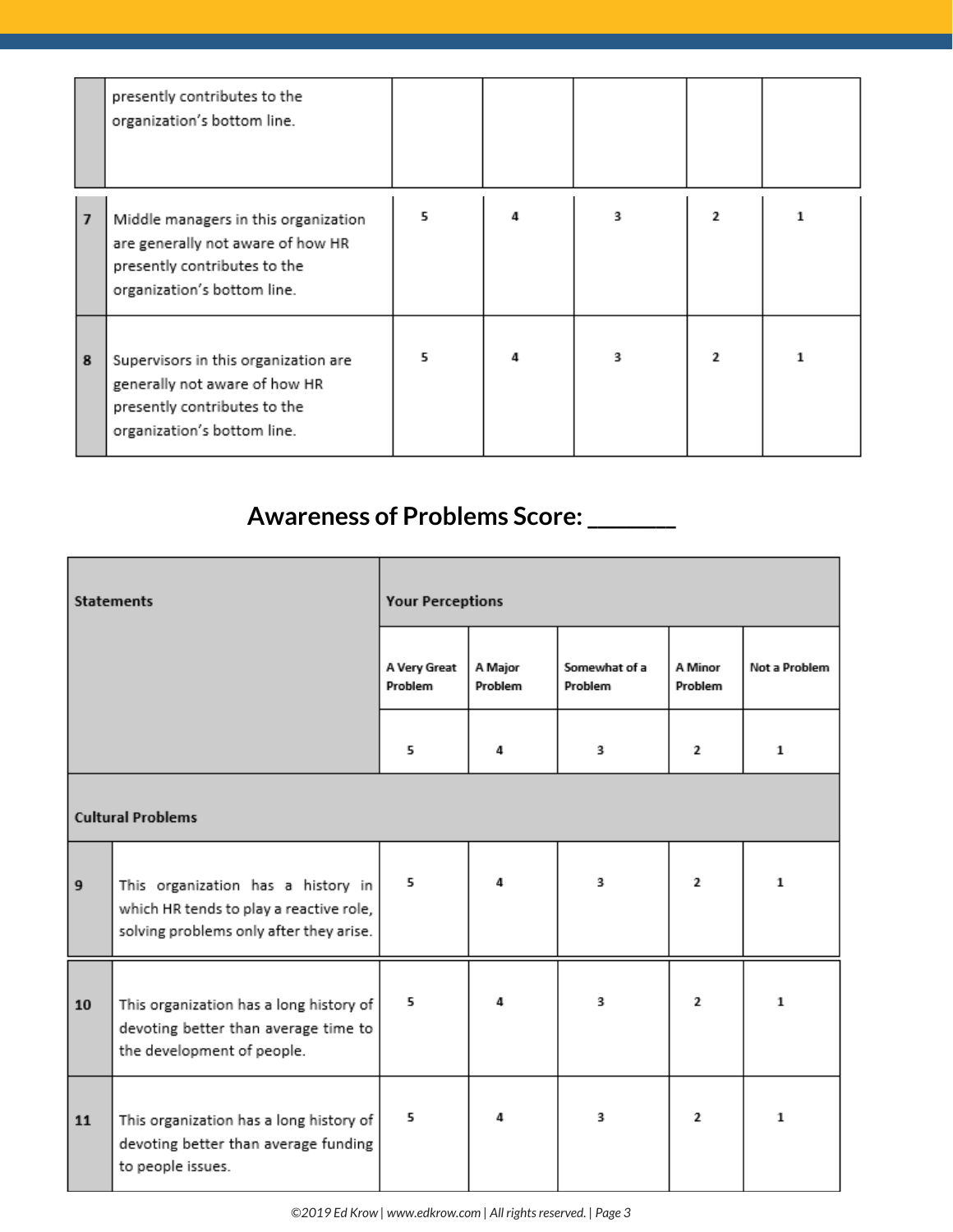| | | | | | | |
|---|---|---|---|---|---|---|
| | presently contributes to the organization's bottom line. | | | | | |
| 7 | Middle managers in this organization are generally not aware of how HR presently contributes to the organization's bottom line. | 5 | 4 | 3 | 2 | 1 |
| 8 | Supervisors in this organization are generally not aware of how HR presently contributes to the organization's bottom line. | 5 | 4 | 3 | 2 | 1 |

## Awareness of Problems Score: _______

| Statements | | Your Perceptions | | | | |
|---|---|---|---|---|---|---|
| | | A Very Great Problem | A Major Problem | Somewhat of a Problem | A Minor Problem | Not a Problem |
| | | 5 | 4 | 3 | 2 | 1 |
| **Cultural Problems** | | | | | | |
| 9 | This organization has a history in which HR tends to play a reactive role, solving problems only after they arise. | 5 | 4 | 3 | 2 | 1 |
| 10 | This organization has a long history of devoting better than average time to the development of people. | 5 | 4 | 3 | 2 | 1 |
| 11 | This organization has a long history of devoting better than average funding to people issues. | 5 | 4 | 3 | 2 | 1 |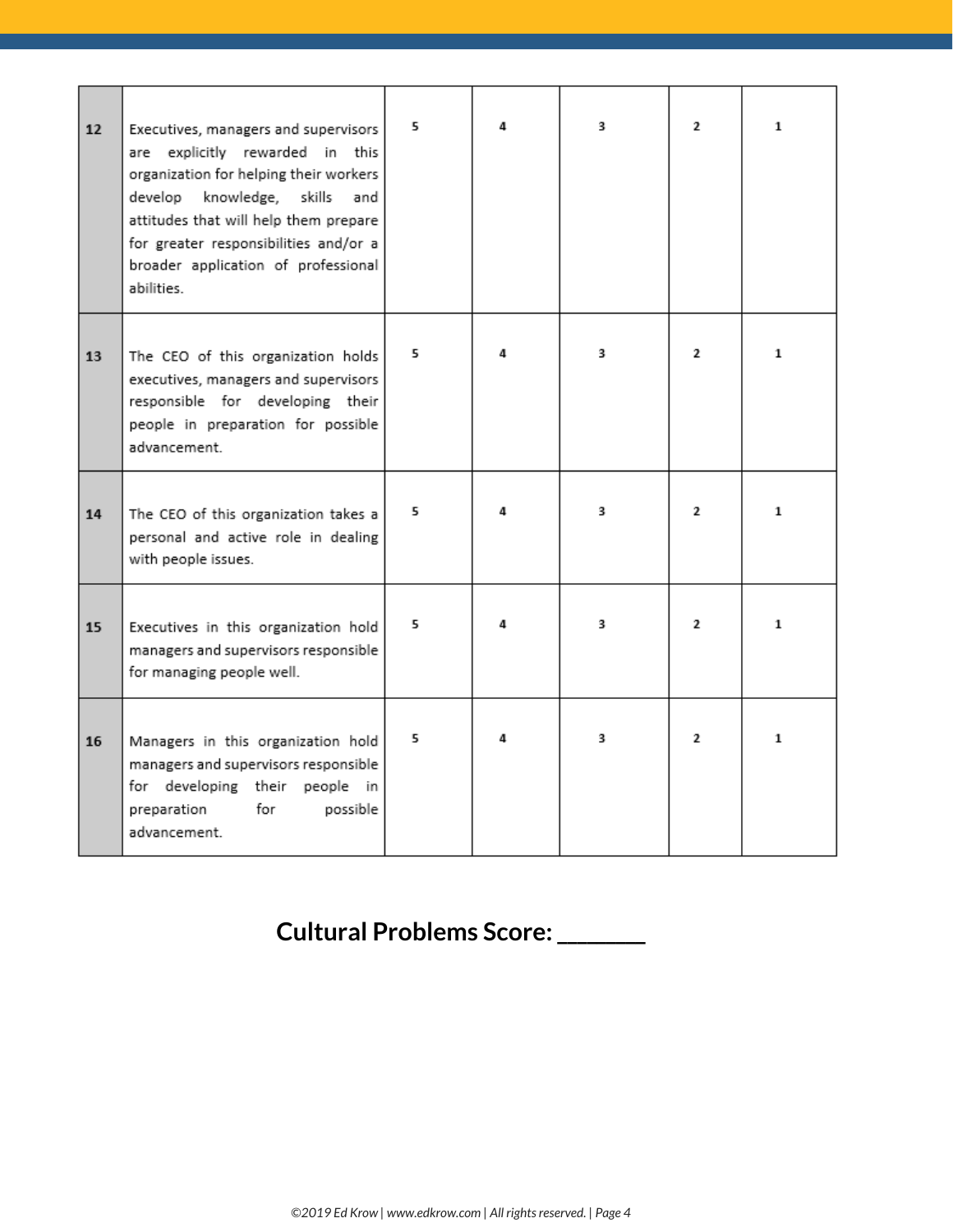| | | | | | | |
|---|---|---|---|---|---|---|
| **12** | Executives, managers and supervisors are explicitly rewarded in this organization for helping their workers develop knowledge, skills and attitudes that will help them prepare for greater responsibilities and/or a broader application of professional abilities. | 5 | 4 | 3 | 2 | 1 |
| **13** | The CEO of this organization holds executives, managers and supervisors responsible for developing their people in preparation for possible advancement. | 5 | 4 | 3 | 2 | 1 |
| **14** | The CEO of this organization takes a personal and active role in dealing with people issues. | 5 | 4 | 3 | 2 | 1 |
| **15** | Executives in this organization hold managers and supervisors responsible for managing people well. | 5 | 4 | 3 | 2 | 1 |
| **16** | Managers in this organization hold managers and supervisors responsible for developing their people in preparation for possible advancement. | 5 | 4 | 3 | 2 | 1 |

**Cultural Problems Score: _______**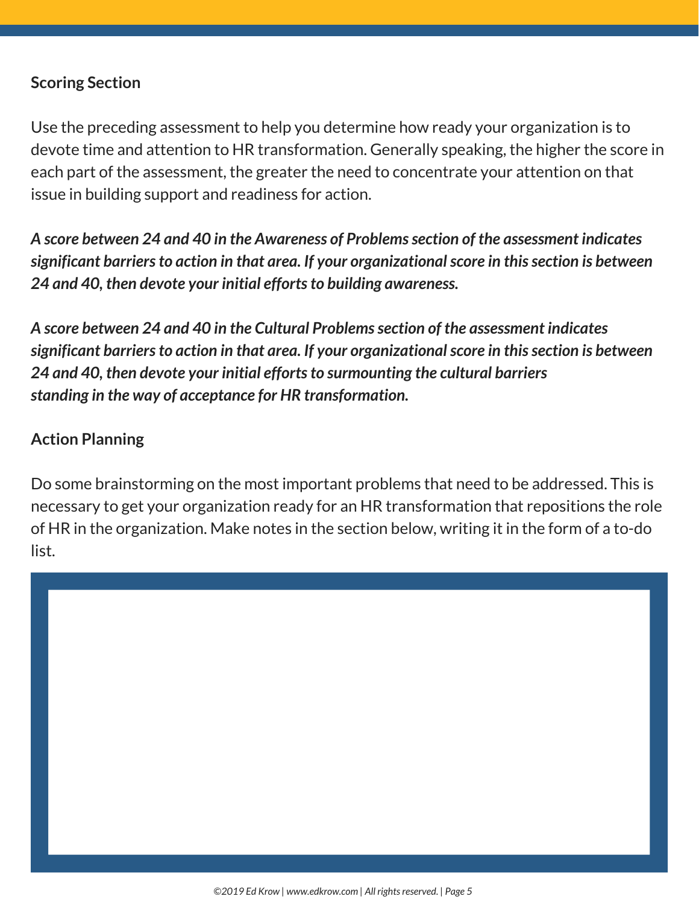**Scoring Section**

Use the preceding assessment to help you determine how ready your organization is to devote time and attention to HR transformation. Generally speaking, the higher the score in each part of the assessment, the greater the need to concentrate your attention on that issue in building support and readiness for action.

***A score between 24 and 40 in the Awareness of Problems section of the assessment indicates significant barriers to action in that area. If your organizational score in this section is between 24 and 40, then devote your initial efforts to building awareness.***

***A score between 24 and 40 in the Cultural Problems section of the assessment indicates significant barriers to action in that area. If your organizational score in this section is between 24 and 40, then devote your initial efforts to surmounting the cultural barriers standing in the way of acceptance for HR transformation.***

**Action Planning**

Do some brainstorming on the most important problems that need to be addressed. This is necessary to get your organization ready for an HR transformation that repositions the role of HR in the organization. Make notes in the section below, writing it in the form of a to-do list.